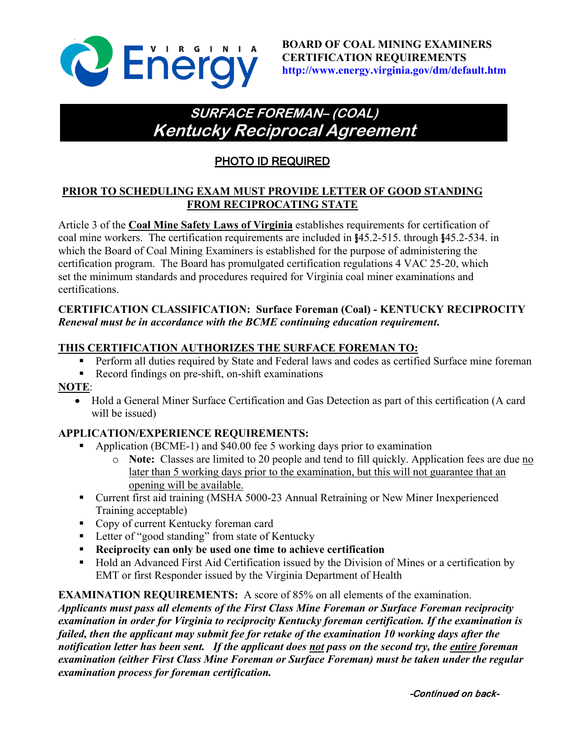**BOARD OF COAL MINING EXAMINERS**
**CERTIFICATION REQUIREMENTS**
**http://www.energy.virginia.gov/dm/default.htm**

# SURFACE FOREMAN– (COAL)
# Kentucky Reciprocal Agreement

## PHOTO ID REQUIRED

**PRIOR TO SCHEDULING EXAM MUST PROVIDE LETTER OF GOOD STANDING FROM RECIPROCATING STATE**

Article 3 of the **Coal Mine Safety Laws of Virginia** establishes requirements for certification of coal mine workers. The certification requirements are included in §45.2-515. through §45.2-534. in which the Board of Coal Mining Examiners is established for the purpose of administering the certification program. The Board has promulgated certification regulations 4 VAC 25-20, which set the minimum standards and procedures required for Virginia coal miner examinations and certifications.

**CERTIFICATION CLASSIFICATION: Surface Foreman (Coal) - KENTUCKY RECIPROCITY**
***Renewal must be in accordance with the BCME continuing education requirement.***

**THIS CERTIFICATION AUTHORIZES THE SURFACE FOREMAN TO:**

- Perform all duties required by State and Federal laws and codes as certified Surface mine foreman
- Record findings on pre-shift, on-shift examinations

**NOTE**:

- Hold a General Miner Surface Certification and Gas Detection as part of this certification (A card will be issued)

**APPLICATION/EXPERIENCE REQUIREMENTS:**

- Application (BCME-1) and $40.00 fee 5 working days prior to examination
  - **Note:** Classes are limited to 20 people and tend to fill quickly. Application fees are due no later than 5 working days prior to the examination, but this will not guarantee that an opening will be available.
- Current first aid training (MSHA 5000-23 Annual Retraining or New Miner Inexperienced Training acceptable)
- Copy of current Kentucky foreman card
- Letter of "good standing" from state of Kentucky
- **Reciprocity can only be used one time to achieve certification**
- Hold an Advanced First Aid Certification issued by the Division of Mines or a certification by EMT or first Responder issued by the Virginia Department of Health

**EXAMINATION REQUIREMENTS:** A score of 85% on all elements of the examination.
***Applicants must pass all elements of the First Class Mine Foreman or Surface Foreman reciprocity examination in order for Virginia to reciprocity Kentucky foreman certification. If the examination is failed, then the applicant may submit fee for retake of the examination 10 working days after the notification letter has been sent. If the applicant does not pass on the second try, the entire foreman examination (either First Class Mine Foreman or Surface Foreman) must be taken under the regular examination process for foreman certification.***

*-Continued on back-*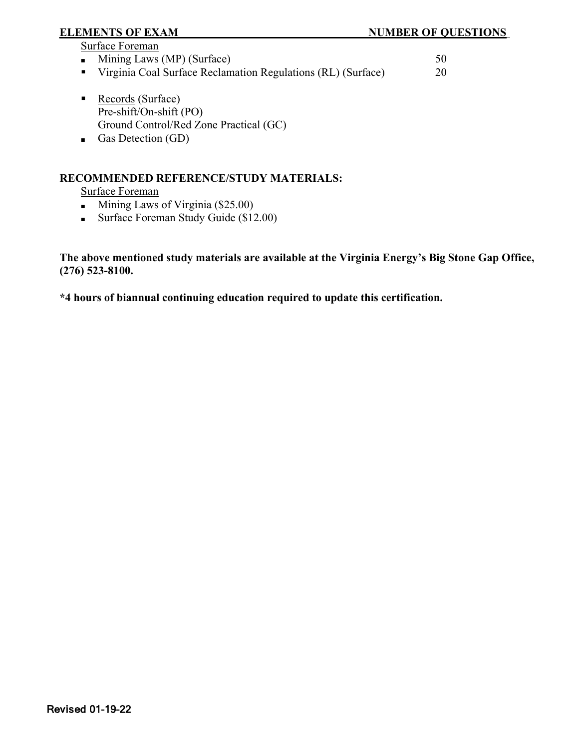| ELEMENTS OF EXAM | NUMBER OF QUESTIONS |
|---|---|
| Surface Foreman | |
| ▪ Mining Laws (MP) (Surface) | 50 |
| ▪ Virginia Coal Surface Reclamation Regulations (RL) (Surface) | 20 |
| ▪ Records (Surface)<br>Pre-shift/On-shift (PO)<br>Ground Control/Red Zone Practical (GC) | |
| ▪ Gas Detection (GD) | |

**RECOMMENDED REFERENCE/STUDY MATERIALS:**

Surface Foreman

- Mining Laws of Virginia ($25.00)
- Surface Foreman Study Guide ($12.00)

**The above mentioned study materials are available at the Virginia Energy's Big Stone Gap Office, (276) 523-8100.**

***4 hours of biannual continuing education required to update this certification.**

Revised 01-19-22